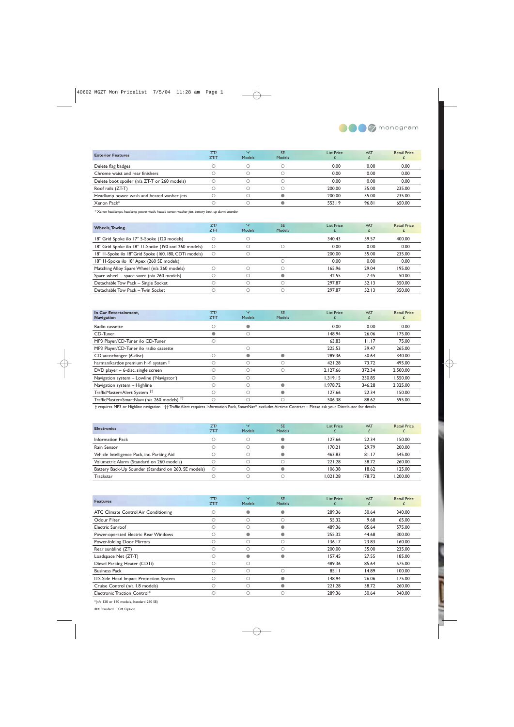monogram

| Exterior Features | ZT/ ZT-T | '+' Models | SE Models | List Price £ | VAT £ | Retail Price £ |
|---|---|---|---|---|---|---|
| Delete flag badges | ○ | ○ | ○ | 0.00 | 0.00 | 0.00 |
| Chrome waist and rear finishers | ○ | ○ | ○ | 0.00 | 0.00 | 0.00 |
| Delete boot spoiler (n/a ZT-T or 260 models) | ○ | ○ | ○ | 0.00 | 0.00 | 0.00 |
| Roof rails (ZT-T) | ○ | ○ | ○ | 200.00 | 35.00 | 235.00 |
| Headlamp power wash and heated washer jets | ○ | ○ | ● | 200.00 | 35.00 | 235.00 |
| Xenon Pack* | ○ | ○ | ● | 553.19 | 96.81 | 650.00 |

* Xenon headlamps, headlamp power wash, heated screen washer jets, battery back-up alarm sounder

| Wheels, Towing | ZT/ ZT-T | '+' Models | SE Models | List Price £ | VAT £ | Retail Price £ |
|---|---|---|---|---|---|---|
| 18" Grid Spoke i/lo 17" 5-Spoke (120 models) | ○ | ○ | | 340.43 | 59.57 | 400.00 |
| 18" Grid Spoke i/lo 18" 11-Spoke (190 and 260 models) | ○ | ○ | ○ | 0.00 | 0.00 | 0.00 |
| 18" 11-Spoke i/lo 18" Grid Spoke (160, 180, CDTi models) | ○ | ○ | | 200.00 | 35.00 | 235.00 |
| 18" 11-Spoke i/lo 18" Apex (260 SE models) | | | ○ | 0.00 | 0.00 | 0.00 |
| Matching Alloy Spare Wheel (n/a 260 models) | ○ | ○ | ○ | 165.96 | 29.04 | 195.00 |
| Spare wheel – space saver (n/a 260 models) | ○ | ○ | ● | 42.55 | 7.45 | 50.00 |
| Detachable Tow Pack – Single Socket | ○ | ○ | ○ | 297.87 | 52.13 | 350.00 |
| Detachable Tow Pack – Twin Socket | ○ | ○ | ○ | 297.87 | 52.13 | 350.00 |

| In Car Entertainment, Navigation | ZT/ ZT-T | '+' Models | SE Models | List Price £ | VAT £ | Retail Price £ |
|---|---|---|---|---|---|---|
| Radio cassette | ○ | ● | | 0.00 | 0.00 | 0.00 |
| CD-Tuner | ● | ○ | | 148.94 | 26.06 | 175.00 |
| MP3 Player/CD-Tuner i/lo CD-Tuner | ○ | | | 63.83 | 11.17 | 75.00 |
| MP3 Player/CD-Tuner i/lo radio cassette | | ○ | | 225.53 | 39.47 | 265.00 |
| CD autochanger (6-disc) | ○ | ● | ● | 289.36 | 50.64 | 340.00 |
| harman/kardon premium hi-fi system † | ○ | ○ | ○ | 421.28 | 73.72 | 495.00 |
| DVD player – 6-disc, single screen | ○ | ○ | ○ | 2,127.66 | 372.34 | 2,500.00 |
| Navigation system – Lowline ('Navigator') | ○ | ○ | | 1,319.15 | 230.85 | 1,550.00 |
| Navigation system – Highline | ○ | ○ | ● | 1,978.72 | 346.28 | 2,325.00 |
| TrafficMaster®Alert System †† | ○ | ○ | ● | 127.66 | 22.34 | 150.00 |
| TrafficMaster®SmartNav® (n/a 260 models) †† | ○ | ○ | ○ | 506.38 | 88.62 | 595.00 |

† requires MP3 or Highline navigation  †† Traffic Alert requires Information Pack, SmartNav® excludes Airtime Contract – Please ask your Distributor for details

| Electronics | ZT/ ZT-T | '+' Models | SE Models | List Price £ | VAT £ | Retail Price £ |
|---|---|---|---|---|---|---|
| Information Pack | ○ | ○ | ● | 127.66 | 22.34 | 150.00 |
| Rain Sensor | ○ | ○ | ● | 170.21 | 29.79 | 200.00 |
| Vehicle Intelligence Pack, inc. Parking Aid | ○ | ○ | ● | 463.83 | 81.17 | 545.00 |
| Volumetric Alarm (Standard on 260 models) | ○ | ○ | ○ | 221.28 | 38.72 | 260.00 |
| Battery Back-Up Sounder (Standard on 260, SE models) | ○ | ○ | ● | 106.38 | 18.62 | 125.00 |
| Trackstar | ○ | ○ | ○ | 1,021.28 | 178.72 | 1,200.00 |

| Features | ZT/ ZT-T | '+' Models | SE Models | List Price £ | VAT £ | Retail Price £ |
|---|---|---|---|---|---|---|
| ATC Climate Control Air Conditioning | ○ | ● | ● | 289.36 | 50.64 | 340.00 |
| Odour Filter | ○ | ○ | ○ | 55.32 | 9.68 | 65.00 |
| Electric Sunroof | ○ | ○ | ● | 489.36 | 85.64 | 575.00 |
| Power-operated Electric Rear Windows | ○ | ● | ● | 255.32 | 44.68 | 300.00 |
| Power-folding Door Mirrors | ○ | ○ | ○ | 136.17 | 23.83 | 160.00 |
| Rear sunblind (ZT) | ○ | ○ | ○ | 200.00 | 35.00 | 235.00 |
| Loadspace Net (ZT-T) | ○ | ● | ● | 157.45 | 27.55 | 185.00 |
| Diesel Parking Heater (CDTi) | ○ | ○ | | 489.36 | 85.64 | 575.00 |
| Business Pack | ○ | ○ | ○ | 85.11 | 14.89 | 100.00 |
| ITS Side Head Impact Protection System | ○ | ○ | ● | 148.94 | 26.06 | 175.00 |
| Cruise Control (n/a 1.8 models) | ○ | ○ | ● | 221.28 | 38.72 | 260.00 |
| Electronic Traction Control* | ○ | ○ | ○ | 289.36 | 50.64 | 340.00 |

*(n/a 120 or 160 models, Standard 260 SE)

● = Standard  ○ = Option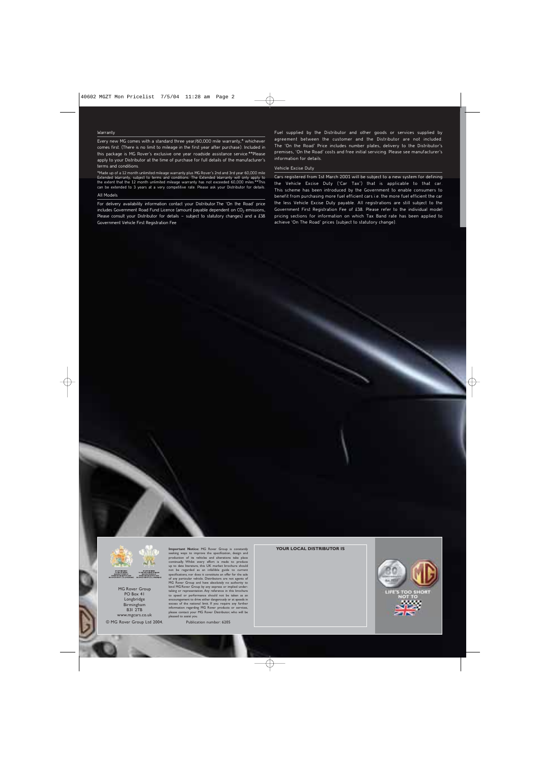### Warranty

Every new MG comes with a standard three year/60,000 mile warranty,* whichever comes first. (There is no limit to mileage in the first year after purchase). Included in this package is MG Rover's exclusive one year roadside assistance service.**Please apply to your Distributor at the time of purchase for full details of the manufacturer's terms and conditions.

*Made up of a 12 month unlimited mileage warranty plus MG Rover's 2nd and 3rd year 60,000 mile Extended Warranty, subject to terms and conditions. The Extended Warranty will only apply to the extent that the 12 month unlimited mileage warranty has not exceeded 60,000 miles.**This can be extended to 3 years at a very competitive rate. Please ask your Distributor for details.

### All Models

For delivery availability information contact your Distributor.The 'On the Road' price includes Government Road Fund Licence (amount payable dependent on $CO_2$ emissions, Please consult your Distributor for details – subject to statutory changes) and a £38 Government Vehicle First Registration Fee.

Fuel supplied by the Distributor and other goods or services supplied by agreement between the customer and the Distributor are not included. The 'On the Road' Price includes number plates, delivery to the Distributor's premises, 'On the Road' costs and free initial servicing. Please see manufacturer's information for details.

### Vehicle Excise Duty

Cars registered from 1st March 2001 will be subject to a new system for defining the Vehicle Excise Duty ('Car Tax') that is applicable to that car. This scheme has been introduced by the Government to enable consumers to benefit from purchasing more fuel efficient cars i.e. the more fuel efficient the car the less Vehicle Excise Duty payable. All registrations are still subject to the Government First Registration Fee of £38. Please refer to the individual model pricing sections for information on which Tax Band rate has been applied to achieve 'On The Road' prices (subject to statutory change).

MG Rover Group
PO Box 41
Longbridge
Birmingham
B31 2TB
www.mgcars.co.uk

© MG Rover Group Ltd 2004.

**Important Notice:** MG Rover Group is constantly seeking ways to improve the specification, design and production of its vehicles and alterations take place continually. Whilst every effort is made to produce up to date literature, this UK market brochure should not be regarded as an infallible guide to current specifications, nor does it constitute an offer for the sale of any particular vehicle. Distributors are not agents of MG Rover Group and have absolutely no authority to bind MG Rover Group by any express or implied undertaking or representation. Any reference in this brochure to speed or performance should not be taken as an encouragement to drive either dangerously or at speeds in excess of the national limit. If you require any further information regarding MG Rover products or services, please contact your MG Rover Distributor, who will be pleased to assist you.

Publication number: 6205

**YOUR LOCAL DISTRIBUTOR IS**

LIFE'S TOO SHORT NOT TO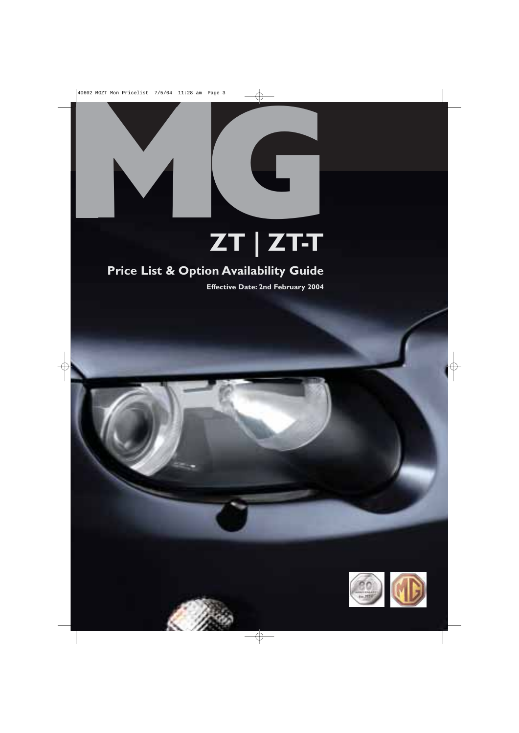# MG

## ZT | ZT-T

### Price List & Option Availability Guide

**Effective Date: 2nd February 2004**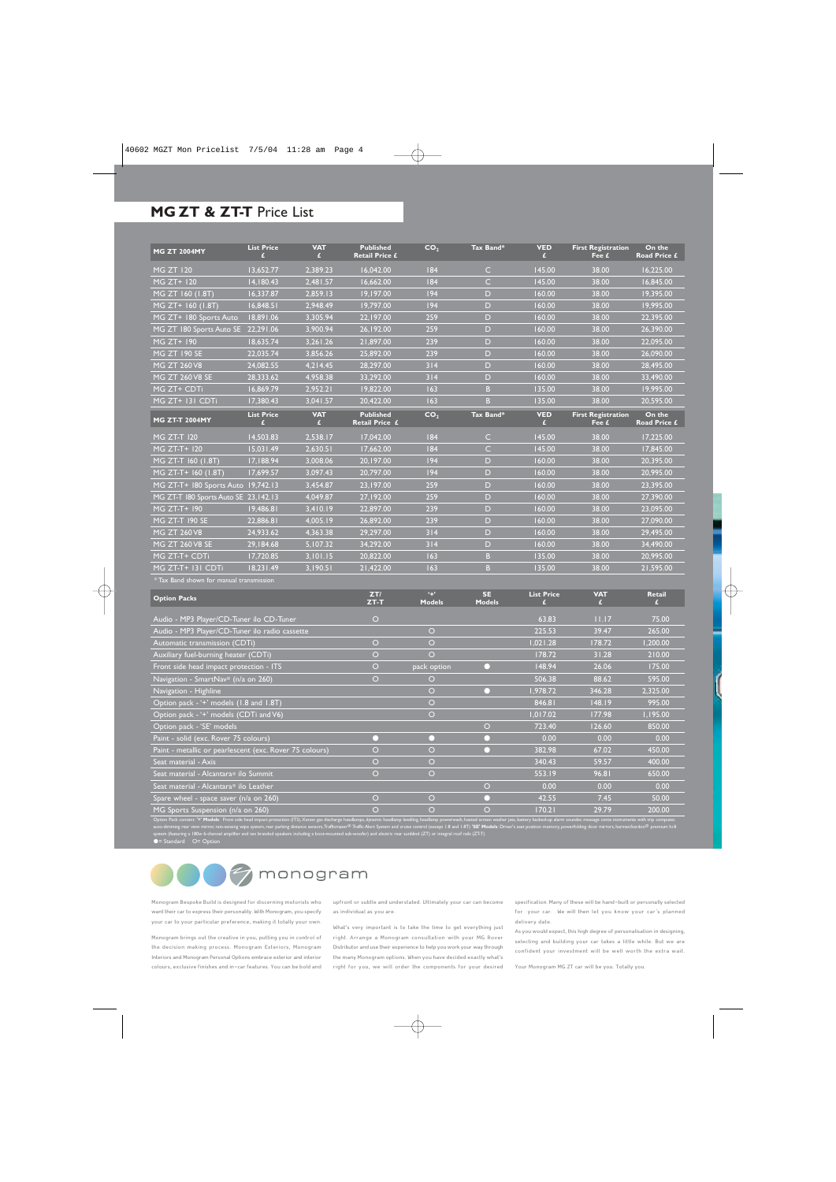# MG ZT & ZT-T Price List

| MG ZT 2004MY | List Price £ | VAT £ | Published Retail Price £ | $CO_2$ | Tax Band* | VED £ | First Registration Fee £ | On the Road Price £ |
|---|---|---|---|---|---|---|---|---|
| MG ZT 120 | 13,652.77 | 2,389.23 | 16,042.00 | 184 | C | 145.00 | 38.00 | 16,225.00 |
| MG ZT+ 120 | 14,180.43 | 2,481.57 | 16,662.00 | 184 | C | 145.00 | 38.00 | 16,845.00 |
| MG ZT 160 (1.8T) | 16,337.87 | 2,859.13 | 19,197.00 | 194 | D | 160.00 | 38.00 | 19,395.00 |
| MG ZT+ 160 (1.8T) | 16,848.51 | 2,948.49 | 19,797.00 | 194 | D | 160.00 | 38.00 | 19,995.00 |
| MG ZT+ 180 Sports Auto | 18,891.06 | 3,305.94 | 22,197.00 | 259 | D | 160.00 | 38.00 | 22,395.00 |
| MG ZT 180 Sports Auto SE | 22,291.06 | 3,900.94 | 26,192.00 | 259 | D | 160.00 | 38.00 | 26,390.00 |
| MG ZT+ 190 | 18,635.74 | 3,261.26 | 21,897.00 | 239 | D | 160.00 | 38.00 | 22,095.00 |
| MG ZT 190 SE | 22,035.74 | 3,856.26 | 25,892.00 | 239 | D | 160.00 | 38.00 | 26,090.00 |
| MG ZT 260 V8 | 24,082.55 | 4,214.45 | 28,297.00 | 314 | D | 160.00 | 38.00 | 28,495.00 |
| MG ZT 260 V8 SE | 28,333.62 | 4,958.38 | 33,292.00 | 314 | D | 160.00 | 38.00 | 33,490.00 |
| MG ZT+ CDTi | 16,869.79 | 2,952.21 | 19,822.00 | 163 | B | 135.00 | 38.00 | 19,995.00 |
| MG ZT+ 131 CDTi | 17,380.43 | 3,041.57 | 20,422.00 | 163 | B | 135.00 | 38.00 | 20,595.00 |
| **MG ZT-T 2004MY** | **List Price £** | **VAT £** | **Published Retail Price £** | **$CO_2$** | **Tax Band*** | **VED £** | **First Registration Fee £** | **On the Road Price £** |
| MG ZT-T 120 | 14,503.83 | 2,538.17 | 17,042.00 | 184 | C | 145.00 | 38.00 | 17,225.00 |
| MG ZT-T+ 120 | 15,031.49 | 2,630.51 | 17,662.00 | 184 | C | 145.00 | 38.00 | 17,845.00 |
| MG ZT-T 160 (1.8T) | 17,188.94 | 3,008.06 | 20,197.00 | 194 | D | 160.00 | 38.00 | 20,395.00 |
| MG ZT-T+ 160 (1.8T) | 17,699.57 | 3,097.43 | 20,797.00 | 194 | D | 160.00 | 38.00 | 20,995.00 |
| MG ZT-T+ 180 Sports Auto | 19,742.13 | 3,454.87 | 23,197.00 | 259 | D | 160.00 | 38.00 | 23,395.00 |
| MG ZT-T 180 Sports Auto SE | 23,142.13 | 4,049.87 | 27,192.00 | 259 | D | 160.00 | 38.00 | 27,390.00 |
| MG ZT-T+ 190 | 19,486.81 | 3,410.19 | 22,897.00 | 239 | D | 160.00 | 38.00 | 23,095.00 |
| MG ZT-T 190 SE | 22,886.81 | 4,005.19 | 26,892.00 | 239 | D | 160.00 | 38.00 | 27,090.00 |
| MG ZT 260 V8 | 24,933.62 | 4,363.38 | 29,297.00 | 314 | D | 160.00 | 38.00 | 29,495.00 |
| MG ZT 260 V8 SE | 29,184.68 | 5,107.32 | 34,292.00 | 314 | D | 160.00 | 38.00 | 34,490.00 |
| MG ZT-T+ CDTi | 17,720.85 | 3,101.15 | 20,822.00 | 163 | B | 135.00 | 38.00 | 20,995.00 |
| MG ZT-T+ 131 CDTi | 18,231.49 | 3,190.51 | 21,422.00 | 163 | B | 135.00 | 38.00 | 21,595.00 |

* Tax Band shown for manual transmission

| Option Packs | ZT/ ZT-T | '+' Models | SE Models | List Price £ | VAT £ | Retail £ |
|---|---|---|---|---|---|---|
| Audio - MP3 Player/CD-Tuner i/o CD-Tuner | ○ | | | 63.83 | 11.17 | 75.00 |
| Audio - MP3 Player/CD-Tuner i/o radio cassette | | ○ | | 225.53 | 39.47 | 265.00 |
| Automatic transmission (CDTi) | ○ | ○ | | 1,021.28 | 178.72 | 1,200.00 |
| Auxiliary fuel-burning heater (CDTi) | ○ | ○ | | 178.72 | 31.28 | 210.00 |
| Front side head impact protection - ITS | ○ | pack option | ● | 148.94 | 26.06 | 175.00 |
| Navigation - SmartNav® (n/a on 260) | ○ | ○ | | 506.38 | 88.62 | 595.00 |
| Navigation - Highline | | ○ | ● | 1,978.72 | 346.28 | 2,325.00 |
| Option pack - '+' models (1.8 and 1.8T) | | ○ | | 846.81 | 148.19 | 995.00 |
| Option pack - '+' models (CDTi and V6) | | ○ | | 1,017.02 | 177.98 | 1,195.00 |
| Option pack - 'SE' models | | | ○ | 723.40 | 126.60 | 850.00 |
| Paint - solid (exc. Rover 75 colours) | ● | ● | ● | 0.00 | 0.00 | 0.00 |
| Paint - metallic or pearlescent (exc. Rover 75 colours) | ○ | ○ | ● | 382.98 | 67.02 | 450.00 |
| Seat material - Axis | ○ | ○ | | 340.43 | 59.57 | 400.00 |
| Seat material - Alcantara® i/o Summit | ○ | ○ | | 553.19 | 96.81 | 650.00 |
| Seat material - Alcantara® i/o Leather | | | ○ | 0.00 | 0.00 | 0.00 |
| Spare wheel - space saver (n/a on 260) | ○ | ○ | ● | 42.55 | 7.45 | 50.00 |
| MG Sports Suspension (n/a on 260) | ○ | ○ | ○ | 170.21 | 29.79 | 200.00 |

Option Pack content: **'+' Models**: Front side head impact protection (ITS), Xenon gas discharge headlamps, dynamic headlamp levelling, headlamp powerwash, heated screen washer jets, battery backed-up alarm sounder, message centre instruments with trip computer, auto-dimming rear view mirror, rain-sensing wipe system, rear parking distance sensors, Trafficmaster® Traffic Alert System and cruise control (except 1.8 and 1.8T). **'SE' Models**: Driver's seat position memory, powerfolding door mirrors, harman/kardon® premium hi-fi system (featuring a 180w 6-channel amplifier and ten branded speakers including a boot-mounted sub-woofer) and electric rear sunblind (ZT) or integral roof rails (ZT-T)

● = Standard ○ = Option

## monogram

Monogram Bespoke Build is designed for discerning motorists who want their car to express their personality. With Monogram, you specify your car to your particular preference, making it totally your own.

Monogram brings out the creative in you, putting you in control of the decision making process. Monogram Exteriors, Monogram Interiors and Monogram Personal Options embrace exterior and interior colours, exclusive finishes and in-car features. You can be bold and upfront or subtle and understated. Ultimately your car can become as individual as you are.

What's very important is to take the time to get everything just right. Arrange a Monogram consultation with your MG Rover Distributor and use their experience to help you work your way through the many Monogram options. When you have decided exactly what's right for you, we will order the components for your desired specification. Many of these will be hand-built or personally selected for your car. We will then let you know your car's planned delivery date.

As you would expect, this high degree of personalisation in designing, selecting and building your car takes a little while. But we are confident your investment will be well worth the extra wait.

Your Monogram MG ZT car will be you. Totally you.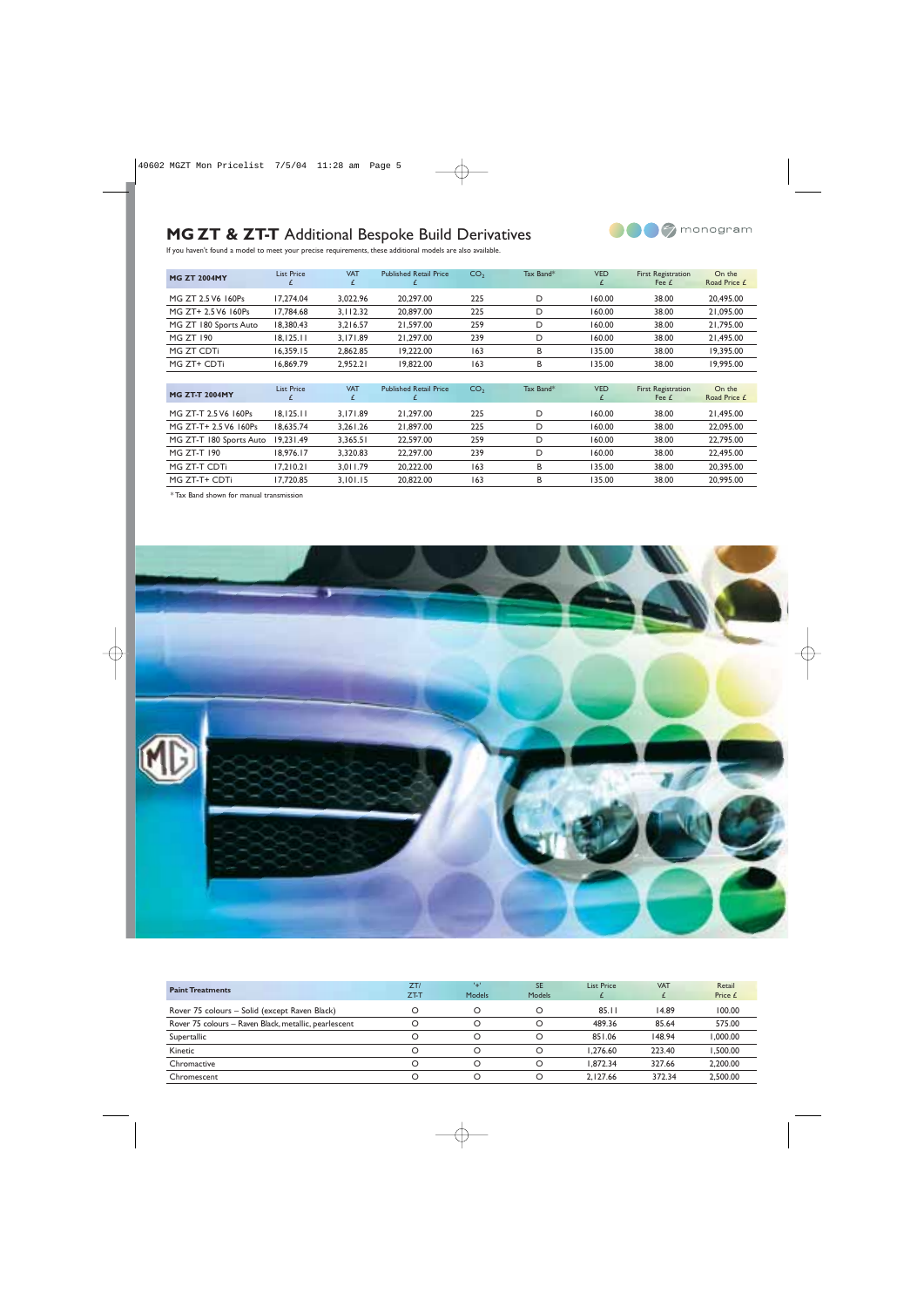# MG ZT & ZT-T Additional Bespoke Build Derivatives

If you haven't found a model to meet your precise requirements, these additional models are also available.

| MG ZT 2004MY | List Price £ | VAT £ | Published Retail Price £ | $CO_2$ | Tax Band* | VED £ | First Registration Fee £ | On the Road Price £ |
|---|---|---|---|---|---|---|---|---|
| MG ZT 2.5 V6 160Ps | 17,274.04 | 3,022.96 | 20,297.00 | 225 | D | 160.00 | 38.00 | 20,495.00 |
| MG ZT+ 2.5 V6 160Ps | 17,784.68 | 3,112.32 | 20,897.00 | 225 | D | 160.00 | 38.00 | 21,095.00 |
| MG ZT 180 Sports Auto | 18,380.43 | 3,216.57 | 21,597.00 | 259 | D | 160.00 | 38.00 | 21,795.00 |
| MG ZT 190 | 18,125.11 | 3,171.89 | 21,297.00 | 239 | D | 160.00 | 38.00 | 21,495.00 |
| MG ZT CDTi | 16,359.15 | 2,862.85 | 19,222.00 | 163 | B | 135.00 | 38.00 | 19,395.00 |
| MG ZT+ CDTi | 16,869.79 | 2,952.21 | 19,822.00 | 163 | B | 135.00 | 38.00 | 19,995.00 |

| MG ZT-T 2004MY | List Price £ | VAT £ | Published Retail Price £ | $CO_2$ | Tax Band* | VED £ | First Registration Fee £ | On the Road Price £ |
|---|---|---|---|---|---|---|---|---|
| MG ZT-T 2.5 V6 160Ps | 18,125.11 | 3,171.89 | 21,297.00 | 225 | D | 160.00 | 38.00 | 21,495.00 |
| MG ZT-T+ 2.5 V6 160Ps | 18,635.74 | 3,261.26 | 21,897.00 | 225 | D | 160.00 | 38.00 | 22,095.00 |
| MG ZT-T 180 Sports Auto | 19,231.49 | 3,365.51 | 22,597.00 | 259 | D | 160.00 | 38.00 | 22,795.00 |
| MG ZT-T 190 | 18,976.17 | 3,320.83 | 22,297.00 | 239 | D | 160.00 | 38.00 | 22,495.00 |
| MG ZT-T CDTi | 17,210.21 | 3,011.79 | 20,222.00 | 163 | B | 135.00 | 38.00 | 20,395.00 |
| MG ZT-T+ CDTi | 17,720.85 | 3,101.15 | 20,822.00 | 163 | B | 135.00 | 38.00 | 20,995.00 |

\* Tax Band shown for manual transmission

| Paint Treatments | ZT/ ZT-T | '+' Models | SE Models | List Price £ | VAT £ | Retail Price £ |
|---|---|---|---|---|---|---|
| Rover 75 colours – Solid (except Raven Black) | O | O | O | 85.11 | 14.89 | 100.00 |
| Rover 75 colours – Raven Black, metallic, pearlescent | O | O | O | 489.36 | 85.64 | 575.00 |
| Supertallic | O | O | O | 851.06 | 148.94 | 1,000.00 |
| Kinetic | O | O | O | 1,276.60 | 223.40 | 1,500.00 |
| Chromactive | O | O | O | 1,872.34 | 327.66 | 2,200.00 |
| Chromescent | O | O | O | 2,127.66 | 372.34 | 2,500.00 |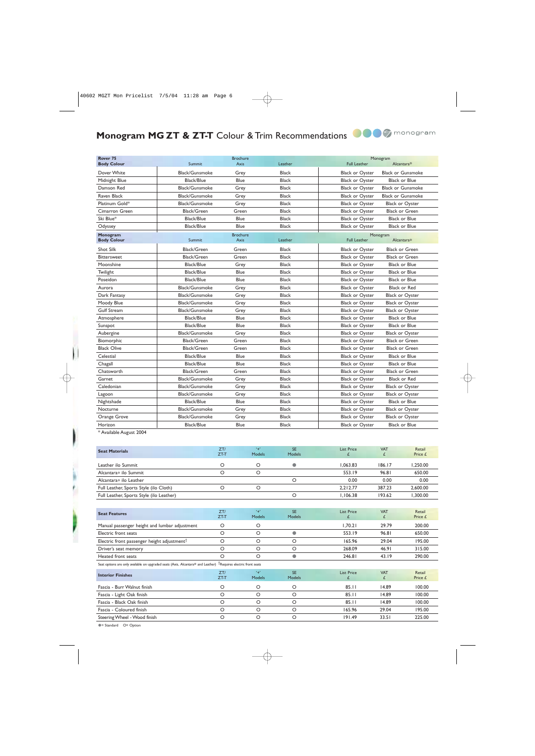# Monogram MG ZT & ZT-T Colour & Trim Recommendations

| Rover 75 Body Colour | Brochure Summit | Brochure Axis | Brochure Leather | Monogram Full Leather | Monogram Alcantara® |
|---|---|---|---|---|---|
| Dover White | Black/Gunsmoke | Grey | Black | Black or Oyster | Black or Gunsmoke |
| Midnight Blue | Black/Blue | Blue | Black | Black or Oyster | Black or Blue |
| Damson Red | Black/Gunsmoke | Grey | Black | Black or Oyster | Black or Gunsmoke |
| Raven Black | Black/Gunsmoke | Grey | Black | Black or Oyster | Black or Gunsmoke |
| Platinum Gold* | Black/Gunsmoke | Grey | Black | Black or Oyster | Black or Oyster |
| Cimarron Green | Black/Green | Green | Black | Black or Oyster | Black or Green |
| Ski Blue* | Black/Blue | Blue | Black | Black or Oyster | Black or Blue |
| Odyssey | Black/Blue | Blue | Black | Black or Oyster | Black or Blue |
| **Monogram Body Colour** | **Summit** | **Axis** | **Leather** | **Full Leather** | **Alcantara®** |
| Shot Silk | Black/Green | Green | Black | Black or Oyster | Black or Green |
| Bittersweet | Black/Green | Green | Black | Black or Oyster | Black or Green |
| Moonshine | Black/Blue | Grey | Black | Black or Oyster | Black or Blue |
| Twilight | Black/Blue | Blue | Black | Black or Oyster | Black or Blue |
| Poseidon | Black/Blue | Blue | Black | Black or Oyster | Black or Blue |
| Aurora | Black/Gunsmoke | Grey | Black | Black or Oyster | Black or Red |
| Dark Fantasy | Black/Gunsmoke | Grey | Black | Black or Oyster | Black or Oyster |
| Moody Blue | Black/Gunsmoke | Grey | Black | Black or Oyster | Black or Oyster |
| Gulf Stream | Black/Gunsmoke | Grey | Black | Black or Oyster | Black or Oyster |
| Atmosphere | Black/Blue | Blue | Black | Black or Oyster | Black or Blue |
| Sunspot | Black/Blue | Blue | Black | Black or Oyster | Black or Blue |
| Aubergine | Black/Gunsmoke | Grey | Black | Black or Oyster | Black or Oyster |
| Biomorphic | Black/Green | Green | Black | Black or Oyster | Black or Green |
| Black Olive | Black/Green | Green | Black | Black or Oyster | Black or Green |
| Celestial | Black/Blue | Blue | Black | Black or Oyster | Black or Blue |
| Chagall | Black/Blue | Blue | Black | Black or Oyster | Black or Blue |
| Chatsworth | Black/Green | Green | Black | Black or Oyster | Black or Green |
| Garnet | Black/Gunsmoke | Grey | Black | Black or Oyster | Black or Red |
| Caledonian | Black/Gunsmoke | Grey | Black | Black or Oyster | Black or Oyster |
| Lagoon | Black/Gunsmoke | Grey | Black | Black or Oyster | Black or Oyster |
| Nightshade | Black/Blue | Blue | Black | Black or Oyster | Black or Blue |
| Nocturne | Black/Gunsmoke | Grey | Black | Black or Oyster | Black or Oyster |
| Orange Grove | Black/Gunsmoke | Grey | Black | Black or Oyster | Black or Oyster |
| Horizon | Black/Blue | Blue | Black | Black or Oyster | Black or Blue |

* Available August 2004

| Seat Materials | ZT/ ZT-T | '+' Models | SE Models | List Price £ | VAT £ | Retail Price £ |
|---|---|---|---|---|---|---|
| Leather i/o Summit | ○ | ○ | ● | 1,063.83 | 186.17 | 1,250.00 |
| Alcantara® i/o Summit | ○ | ○ | | 553.19 | 96.81 | 650.00 |
| Alcantara® i/o Leather | | | ○ | 0.00 | 0.00 | 0.00 |
| Full Leather, Sports Style (i/o Cloth) | ○ | ○ | | 2,212.77 | 387.23 | 2,600.00 |
| Full Leather, Sports Style (i/o Leather) | | | ○ | 1,106.38 | 193.62 | 1,300.00 |

| Seat Features | ZT/ ZT-T | '+' Models | SE Models | List Price £ | VAT £ | Retail Price £ |
|---|---|---|---|---|---|---|
| Manual passenger height and lumbar adjustment | ○ | ○ | | 1,70.21 | 29.79 | 200.00 |
| Electric front seats | ○ | ○ | ● | 553.19 | 96.81 | 650.00 |
| Electric front passenger height adjustment† | ○ | ○ | ○ | 165.96 | 29.04 | 195.00 |
| Driver's seat memory | ○ | ○ | ○ | 268.09 | 46.91 | 315.00 |
| Heated front seats | ○ | ○ | ● | 246.81 | 43.19 | 290.00 |

Seat options are only available on upgraded seats (Axis, Alcantara® and Leather) †Requires electric front seats

| Interior Finishes | ZT/ ZT-T | '+' Models | SE Models | List Price £ | VAT £ | Retail Price £ |
|---|---|---|---|---|---|---|
| Fascia - Burr Walnut finish | ○ | ○ | ○ | 85.11 | 14.89 | 100.00 |
| Fascia - Light Oak finish | ○ | ○ | ○ | 85.11 | 14.89 | 100.00 |
| Fascia - Black Oak finish | ○ | ○ | ○ | 85.11 | 14.89 | 100.00 |
| Fascia - Coloured finish | ○ | ○ | ○ | 165.96 | 29.04 | 195.00 |
| Steering Wheel - Wood finish | ○ | ○ | ○ | 191.49 | 33.51 | 225.00 |

●= Standard ○= Option